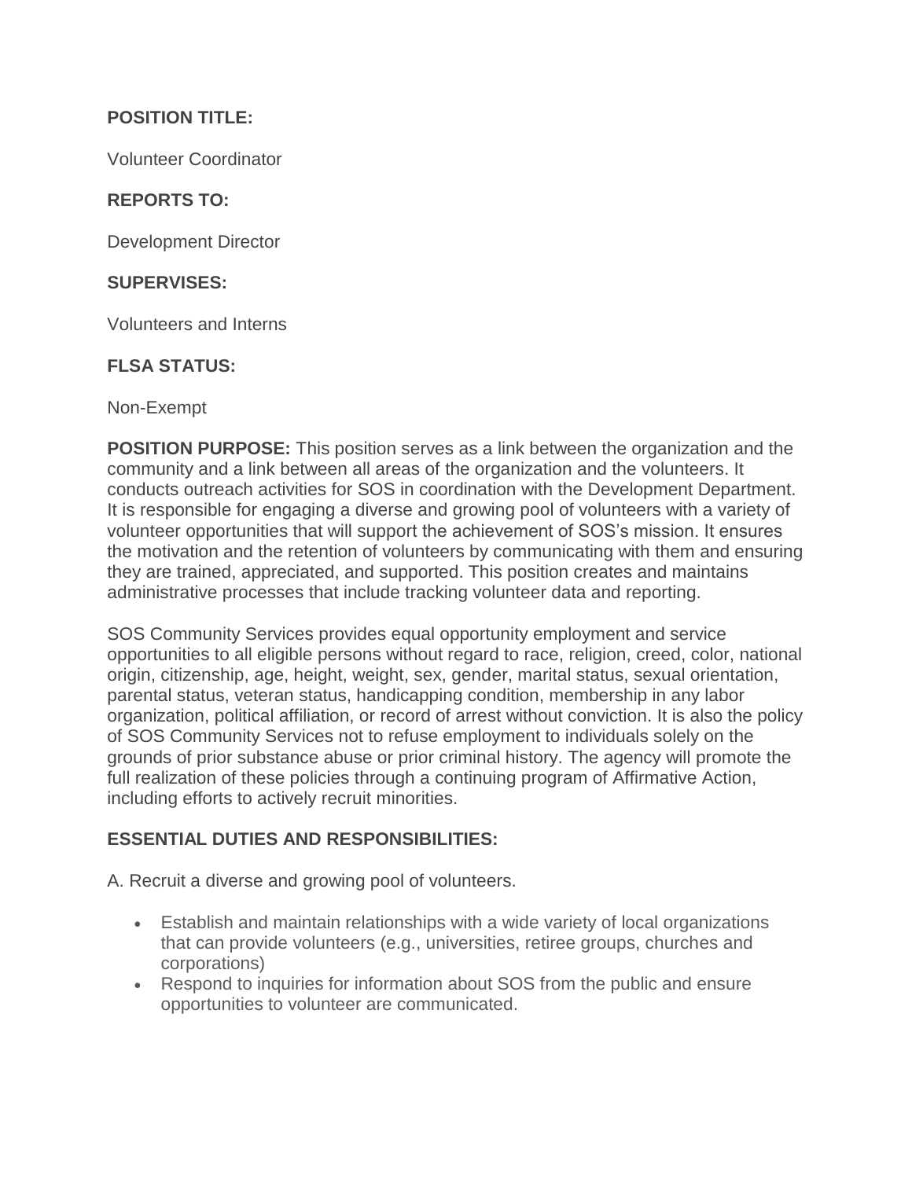**POSITION TITLE:**

Volunteer Coordinator

**REPORTS TO:**

Development Director

**SUPERVISES:**

Volunteers and Interns

**FLSA STATUS:**

Non-Exempt

**POSITION PURPOSE:** This position serves as a link between the organization and the community and a link between all areas of the organization and the volunteers. It conducts outreach activities for SOS in coordination with the Development Department. It is responsible for engaging a diverse and growing pool of volunteers with a variety of volunteer opportunities that will support the achievement of SOS's mission. It ensures the motivation and the retention of volunteers by communicating with them and ensuring they are trained, appreciated, and supported. This position creates and maintains administrative processes that include tracking volunteer data and reporting.

SOS Community Services provides equal opportunity employment and service opportunities to all eligible persons without regard to race, religion, creed, color, national origin, citizenship, age, height, weight, sex, gender, marital status, sexual orientation, parental status, veteran status, handicapping condition, membership in any labor organization, political affiliation, or record of arrest without conviction. It is also the policy of SOS Community Services not to refuse employment to individuals solely on the grounds of prior substance abuse or prior criminal history. The agency will promote the full realization of these policies through a continuing program of Affirmative Action, including efforts to actively recruit minorities.

**ESSENTIAL DUTIES AND RESPONSIBILITIES:**

A. Recruit a diverse and growing pool of volunteers.

- Establish and maintain relationships with a wide variety of local organizations that can provide volunteers (e.g., universities, retiree groups, churches and corporations)
- Respond to inquiries for information about SOS from the public and ensure opportunities to volunteer are communicated.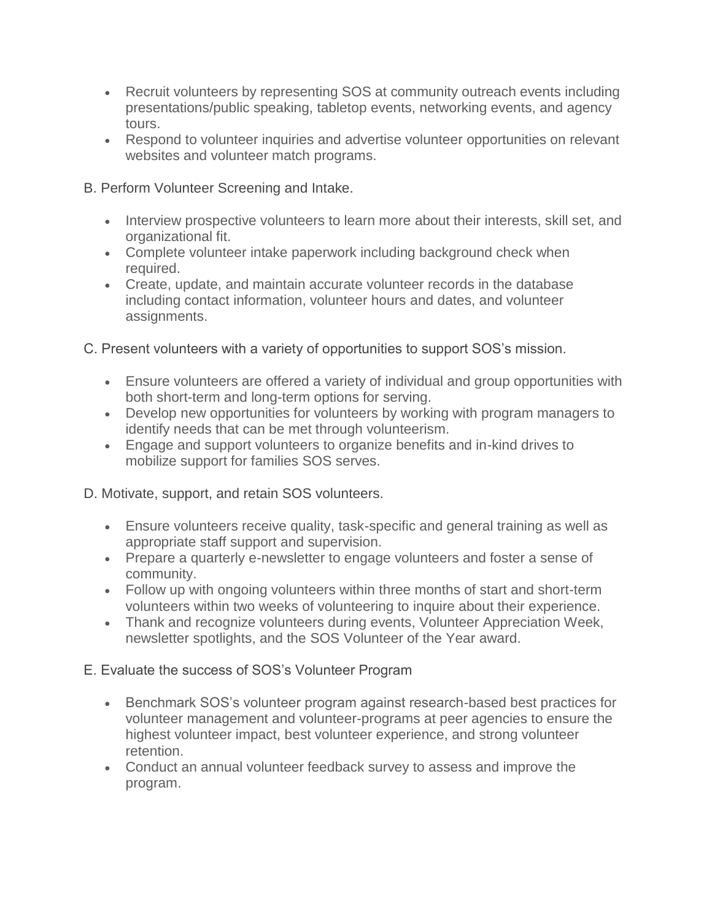- Recruit volunteers by representing SOS at community outreach events including presentations/public speaking, tabletop events, networking events, and agency tours.
- Respond to volunteer inquiries and advertise volunteer opportunities on relevant websites and volunteer match programs.

B. Perform Volunteer Screening and Intake.

- Interview prospective volunteers to learn more about their interests, skill set, and organizational fit.
- Complete volunteer intake paperwork including background check when required.
- Create, update, and maintain accurate volunteer records in the database including contact information, volunteer hours and dates, and volunteer assignments.

C. Present volunteers with a variety of opportunities to support SOS's mission.

- Ensure volunteers are offered a variety of individual and group opportunities with both short-term and long-term options for serving.
- Develop new opportunities for volunteers by working with program managers to identify needs that can be met through volunteerism.
- Engage and support volunteers to organize benefits and in-kind drives to mobilize support for families SOS serves.

D. Motivate, support, and retain SOS volunteers.

- Ensure volunteers receive quality, task-specific and general training as well as appropriate staff support and supervision.
- Prepare a quarterly e-newsletter to engage volunteers and foster a sense of community.
- Follow up with ongoing volunteers within three months of start and short-term volunteers within two weeks of volunteering to inquire about their experience.
- Thank and recognize volunteers during events, Volunteer Appreciation Week, newsletter spotlights, and the SOS Volunteer of the Year award.

E. Evaluate the success of SOS's Volunteer Program

- Benchmark SOS's volunteer program against research-based best practices for volunteer management and volunteer-programs at peer agencies to ensure the highest volunteer impact, best volunteer experience, and strong volunteer retention.
- Conduct an annual volunteer feedback survey to assess and improve the program.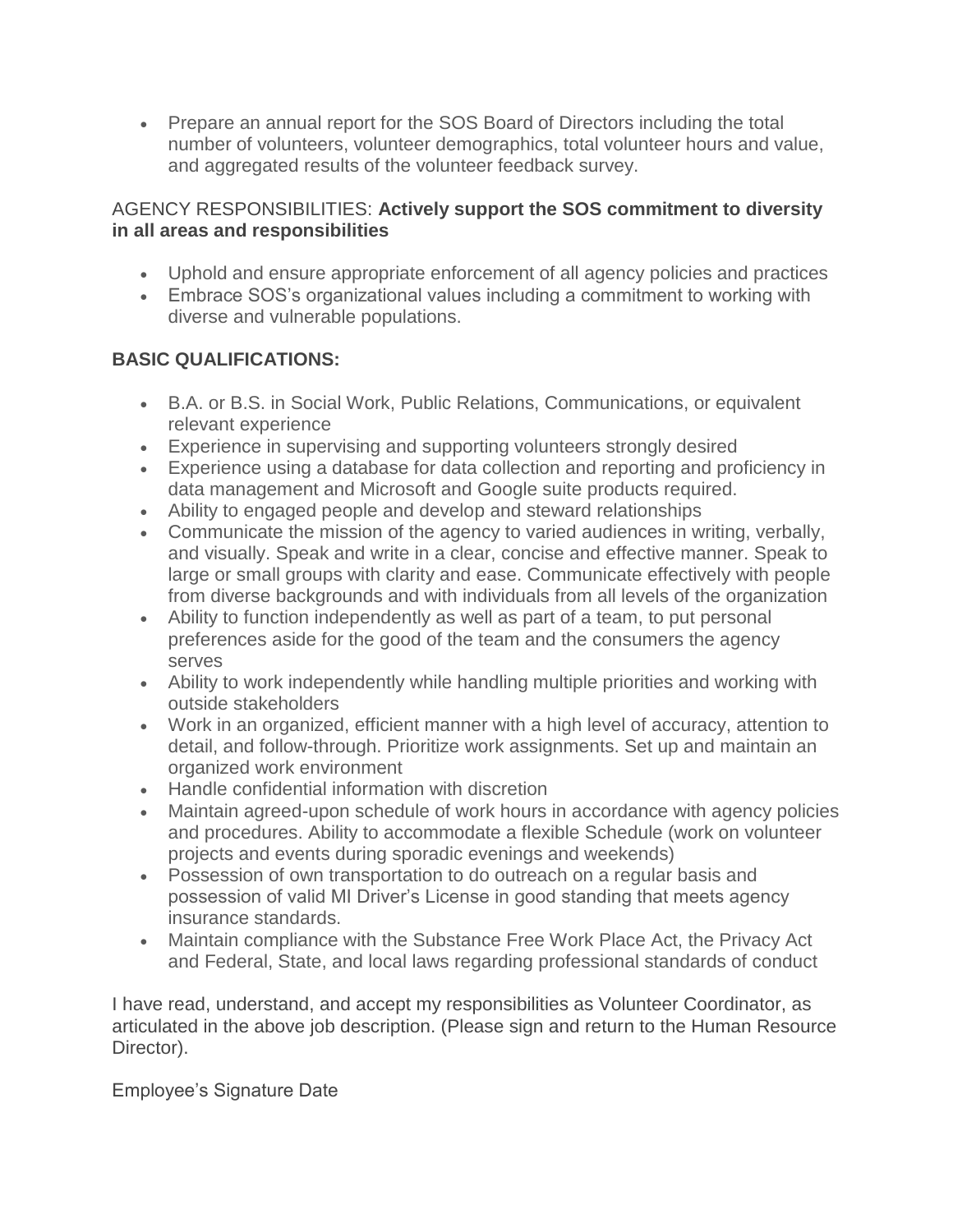- Prepare an annual report for the SOS Board of Directors including the total number of volunteers, volunteer demographics, total volunteer hours and value, and aggregated results of the volunteer feedback survey.

AGENCY RESPONSIBILITIES: **Actively support the SOS commitment to diversity in all areas and responsibilities**

- Uphold and ensure appropriate enforcement of all agency policies and practices
- Embrace SOS's organizational values including a commitment to working with diverse and vulnerable populations.

**BASIC QUALIFICATIONS:**

- B.A. or B.S. in Social Work, Public Relations, Communications, or equivalent relevant experience
- Experience in supervising and supporting volunteers strongly desired
- Experience using a database for data collection and reporting and proficiency in data management and Microsoft and Google suite products required.
- Ability to engaged people and develop and steward relationships
- Communicate the mission of the agency to varied audiences in writing, verbally, and visually. Speak and write in a clear, concise and effective manner. Speak to large or small groups with clarity and ease. Communicate effectively with people from diverse backgrounds and with individuals from all levels of the organization
- Ability to function independently as well as part of a team, to put personal preferences aside for the good of the team and the consumers the agency serves
- Ability to work independently while handling multiple priorities and working with outside stakeholders
- Work in an organized, efficient manner with a high level of accuracy, attention to detail, and follow-through. Prioritize work assignments. Set up and maintain an organized work environment
- Handle confidential information with discretion
- Maintain agreed-upon schedule of work hours in accordance with agency policies and procedures. Ability to accommodate a flexible Schedule (work on volunteer projects and events during sporadic evenings and weekends)
- Possession of own transportation to do outreach on a regular basis and possession of valid MI Driver's License in good standing that meets agency insurance standards.
- Maintain compliance with the Substance Free Work Place Act, the Privacy Act and Federal, State, and local laws regarding professional standards of conduct

I have read, understand, and accept my responsibilities as Volunteer Coordinator, as articulated in the above job description. (Please sign and return to the Human Resource Director).

Employee's Signature Date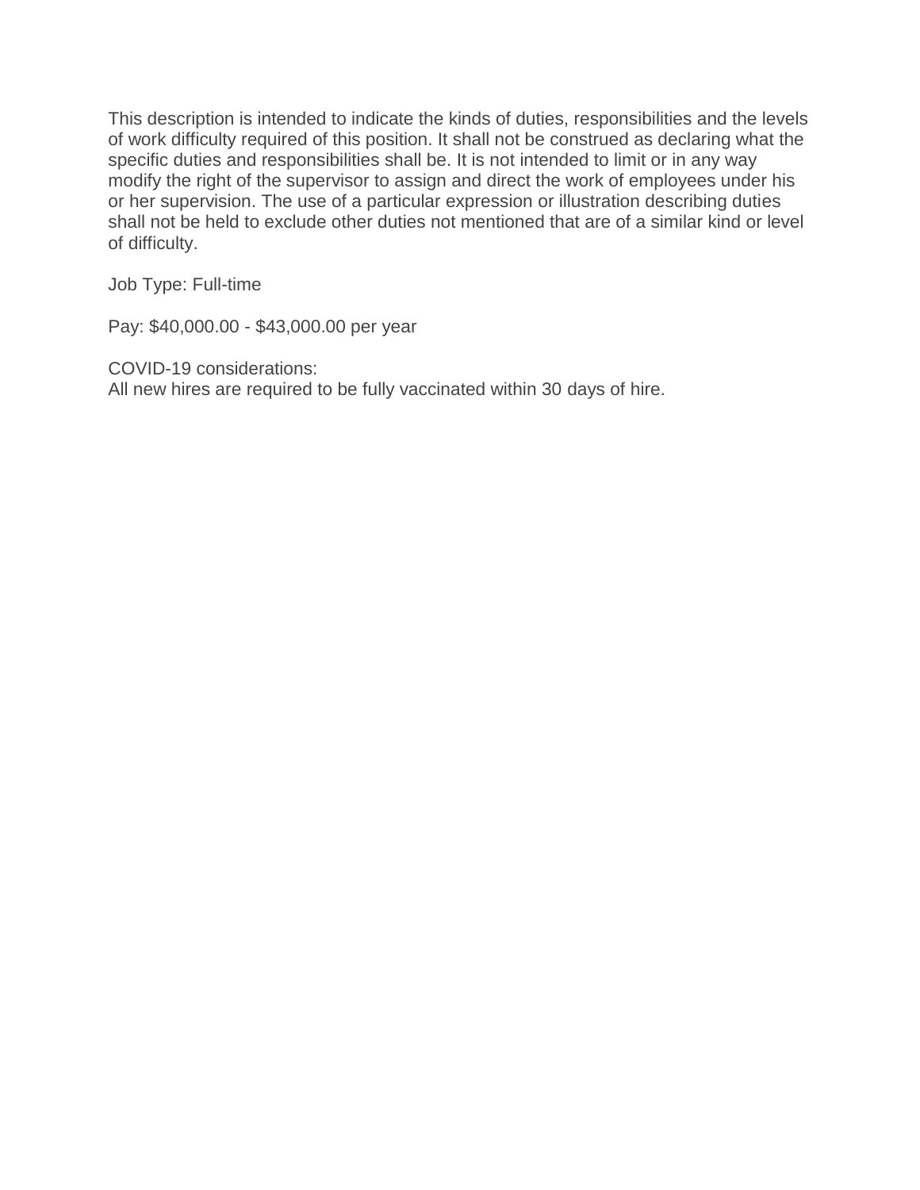This description is intended to indicate the kinds of duties, responsibilities and the levels of work difficulty required of this position. It shall not be construed as declaring what the specific duties and responsibilities shall be. It is not intended to limit or in any way modify the right of the supervisor to assign and direct the work of employees under his or her supervision. The use of a particular expression or illustration describing duties shall not be held to exclude other duties not mentioned that are of a similar kind or level of difficulty.

Job Type: Full-time

Pay: $40,000.00 - $43,000.00 per year

COVID-19 considerations:
All new hires are required to be fully vaccinated within 30 days of hire.